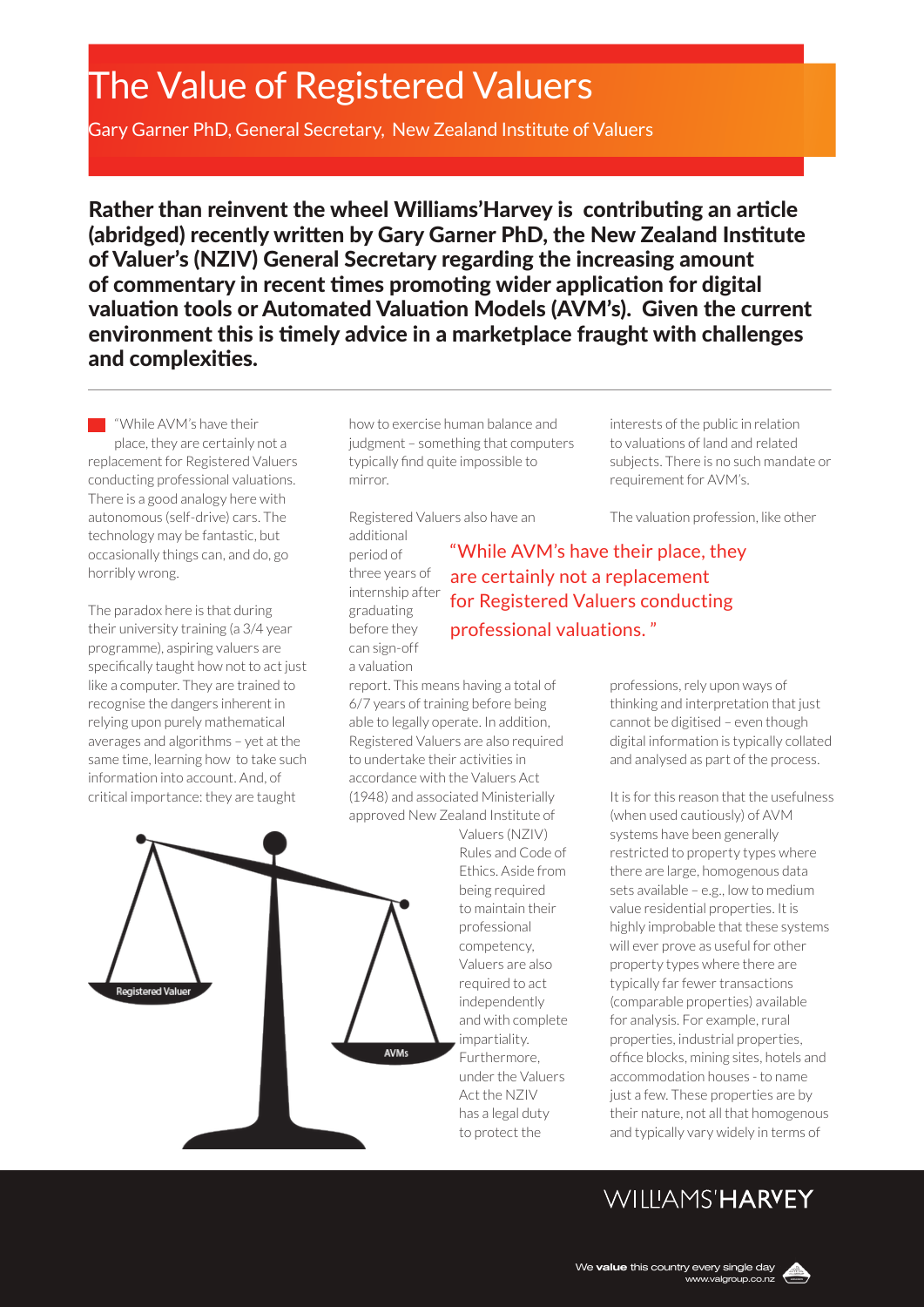# The Value of Registered Valuers

Gary Garner PhD, General Secretary, New Zealand Institute of Valuers

**Rather than reinvent the wheel Williams'Harvey is contributing an article (abridged) recently written by Gary Garner PhD, the New Zealand Institute of Valuer's (NZIV) General Secretary regarding the increasing amount of commentary in recent times promoting wider application for digital valuation tools or Automated Valuation Models (AVM's). Given the current environment this is timely advice in a marketplace fraught with challenges and complexities.**

---

"While AVM's have their place, they are certainly not a replacement for Registered Valuers conducting professional valuations. There is a good analogy here with autonomous (self-drive) cars. The technology may be fantastic, but occasionally things can, and do, go horribly wrong.

The paradox here is that during their university training (a 3/4 year programme), aspiring valuers are specifically taught how not to act just like a computer. They are trained to recognise the dangers inherent in relying upon purely mathematical averages and algorithms – yet at the same time, learning how to take such information into account. And, of critical importance: they are taught how to exercise human balance and judgment – something that computers typically find quite impossible to mirror.

Registered Valuers also have an additional period of three years of internship after graduating before they can sign-off a valuation report. This means having a total of 6/7 years of training before being able to legally operate. In addition, Registered Valuers are also required to undertake their activities in accordance with the Valuers Act (1948) and associated Ministerially approved New Zealand Institute of Valuers (NZIV) Rules and Code of Ethics. Aside from being required to maintain their professional competency, Valuers are also required to act independently and with complete impartiality. Furthermore, under the Valuers Act the NZIV has a legal duty to protect the interests of the public in relation to valuations of land and related subjects. There is no such mandate or requirement for AVM's.

> "While AVM's have their place, they are certainly not a replacement for Registered Valuers conducting professional valuations."

The valuation profession, like other professions, rely upon ways of thinking and interpretation that just cannot be digitised – even though digital information is typically collated and analysed as part of the process.

It is for this reason that the usefulness (when used cautiously) of AVM systems have been generally restricted to property types where there are large, homogenous data sets available – e.g., low to medium value residential properties. It is highly improbable that these systems will ever prove as useful for other property types where there are typically far fewer transactions (comparable properties) available for analysis. For example, rural properties, industrial properties, office blocks, mining sites, hotels and accommodation houses - to name just a few. These properties are by their nature, not all that homogenous and typically vary widely in terms of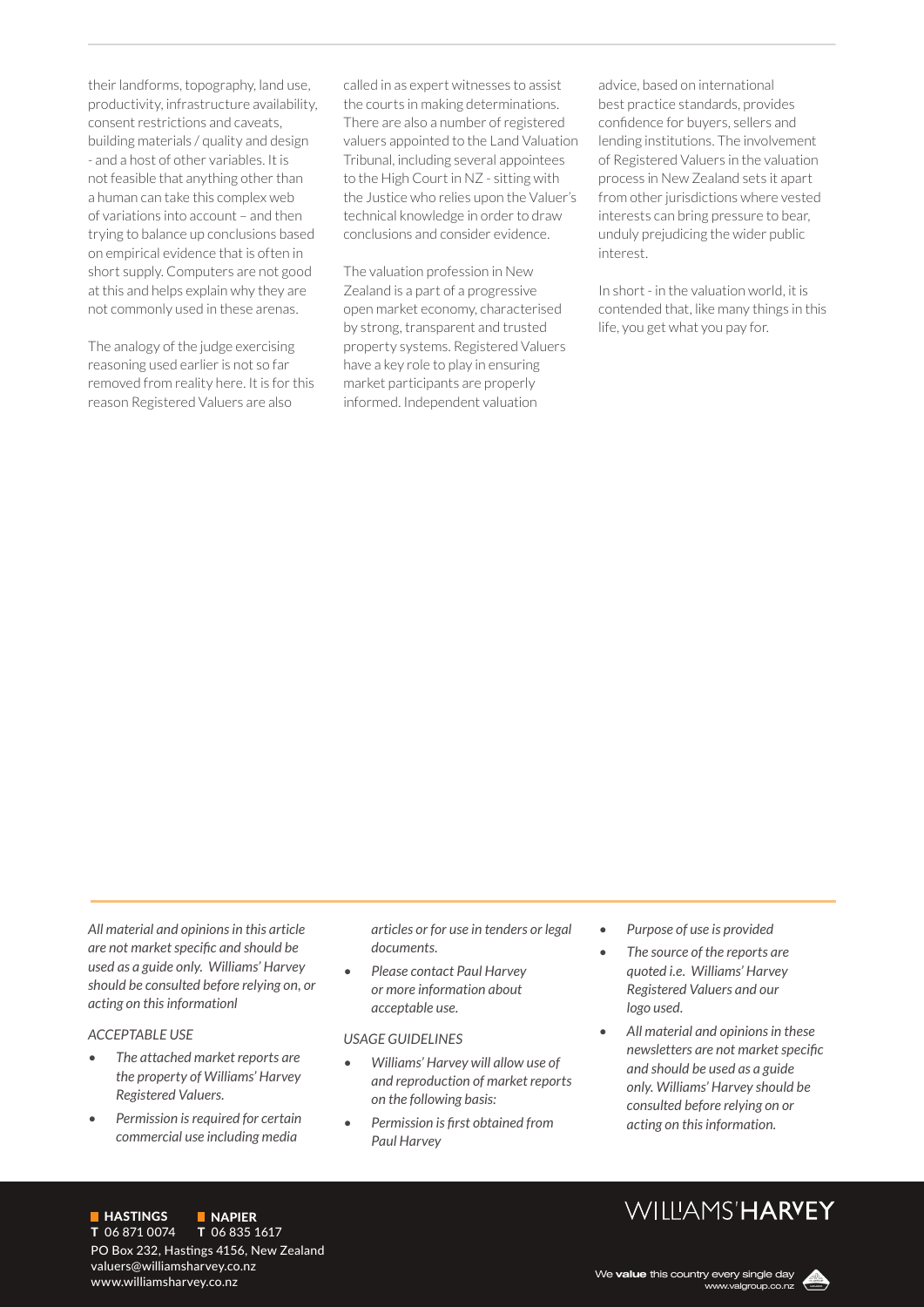their landforms, topography, land use, productivity, infrastructure availability, consent restrictions and caveats, building materials / quality and design - and a host of other variables. It is not feasible that anything other than a human can take this complex web of variations into account – and then trying to balance up conclusions based on empirical evidence that is often in short supply. Computers are not good at this and helps explain why they are not commonly used in these arenas.

The analogy of the judge exercising reasoning used earlier is not so far removed from reality here. It is for this reason Registered Valuers are also called in as expert witnesses to assist the courts in making determinations. There are also a number of registered valuers appointed to the Land Valuation Tribunal, including several appointees to the High Court in NZ - sitting with the Justice who relies upon the Valuer's technical knowledge in order to draw conclusions and consider evidence.

The valuation profession in New Zealand is a part of a progressive open market economy, characterised by strong, transparent and trusted property systems. Registered Valuers have a key role to play in ensuring market participants are properly informed. Independent valuation advice, based on international best practice standards, provides confidence for buyers, sellers and lending institutions. The involvement of Registered Valuers in the valuation process in New Zealand sets it apart from other jurisdictions where vested interests can bring pressure to bear, unduly prejudicing the wider public interest.

In short - in the valuation world, it is contended that, like many things in this life, you get what you pay for.

---

*All material and opinions in this article are not market specific and should be used as a guide only. Williams' Harvey should be consulted before relying on, or acting on this informationl*

*ACCEPTABLE USE*

- *The attached market reports are the property of Williams' Harvey Registered Valuers.*
- *Permission is required for certain commercial use including media articles or for use in tenders or legal documents.*
- *Please contact Paul Harvey or more information about acceptable use.*

*USAGE GUIDELINES*

- *Williams' Harvey will allow use of and reproduction of market reports on the following basis:*
- *Permission is first obtained from Paul Harvey*
- *Purpose of use is provided*
- *The source of the reports are quoted i.e. Williams' Harvey Registered Valuers and our logo used.*
- *All material and opinions in these newsletters are not market specific and should be used as a guide only. Williams' Harvey should be consulted before relying on or acting on this information.*

**HASTINGS** **T** 06 871 0074
**NAPIER** **T** 06 835 1617
PO Box 232, Hastings 4156, New Zealand
valuers@williamsharvey.co.nz
www.williamsharvey.co.nz

WILLIAMS'**HARVEY**

We **value** this country every single day
www.valgroup.co.nz